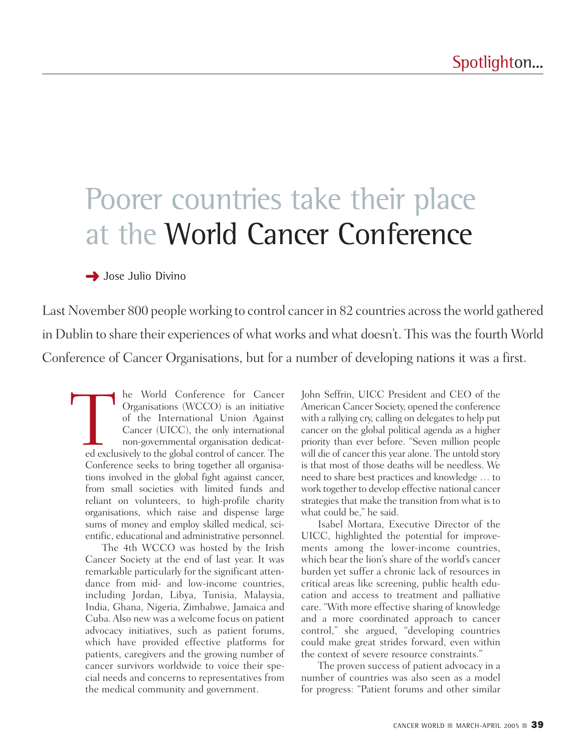# Poorer countries take their place at the World Cancer Conference

→ Jose Julio Divino

Last November 800 people working to control cancer in 82 countries across the world gathered in Dublin to share their experiences of what works and what doesn't. This was the fourth World Conference of Cancer Organisations, but for a number of developing nations it was a first.

The World Conference for Cancer Organisations (WCCO) is an initiative of the International Union Against Cancer (UICC), the only international non-governmental organisation dedicated exclusively to the global control of cancer. The Conference seeks to bring together all organisations involved in the global fight against cancer, from small societies with limited funds and reliant on volunteers, to high-profile charity organisations, which raise and dispense large sums of money and employ skilled medical, scientific, educational and administrative personnel.

The 4th WCCO was hosted by the Irish Cancer Society at the end of last year. It was remarkable particularly for the significant attendance from mid- and low-income countries, including Jordan, Libya, Tunisia, Malaysia, India, Ghana, Nigeria, Zimbabwe, Jamaica and Cuba. Also new was a welcome focus on patient advocacy initiatives, such as patient forums, which have provided effective platforms for patients, caregivers and the growing number of cancer survivors worldwide to voice their special needs and concerns to representatives from the medical community and government.

John Seffrin, UICC President and CEO of the American Cancer Society, opened the conference with a rallying cry, calling on delegates to help put cancer on the global political agenda as a higher priority than ever before. "Seven million people will die of cancer this year alone. The untold story is that most of those deaths will be needless. We need to share best practices and knowledge … to work together to develop effective national cancer strategies that make the transition from what is to what could be," he said.

Isabel Mortara, Executive Director of the UICC, highlighted the potential for improvements among the lower-income countries, which bear the lion's share of the world's cancer burden yet suffer a chronic lack of resources in critical areas like screening, public health education and access to treatment and palliative care. "With more effective sharing of knowledge and a more coordinated approach to cancer control," she argued, "developing countries could make great strides forward, even within the context of severe resource constraints."

The proven success of patient advocacy in a number of countries was also seen as a model for progress: "Patient forums and other similar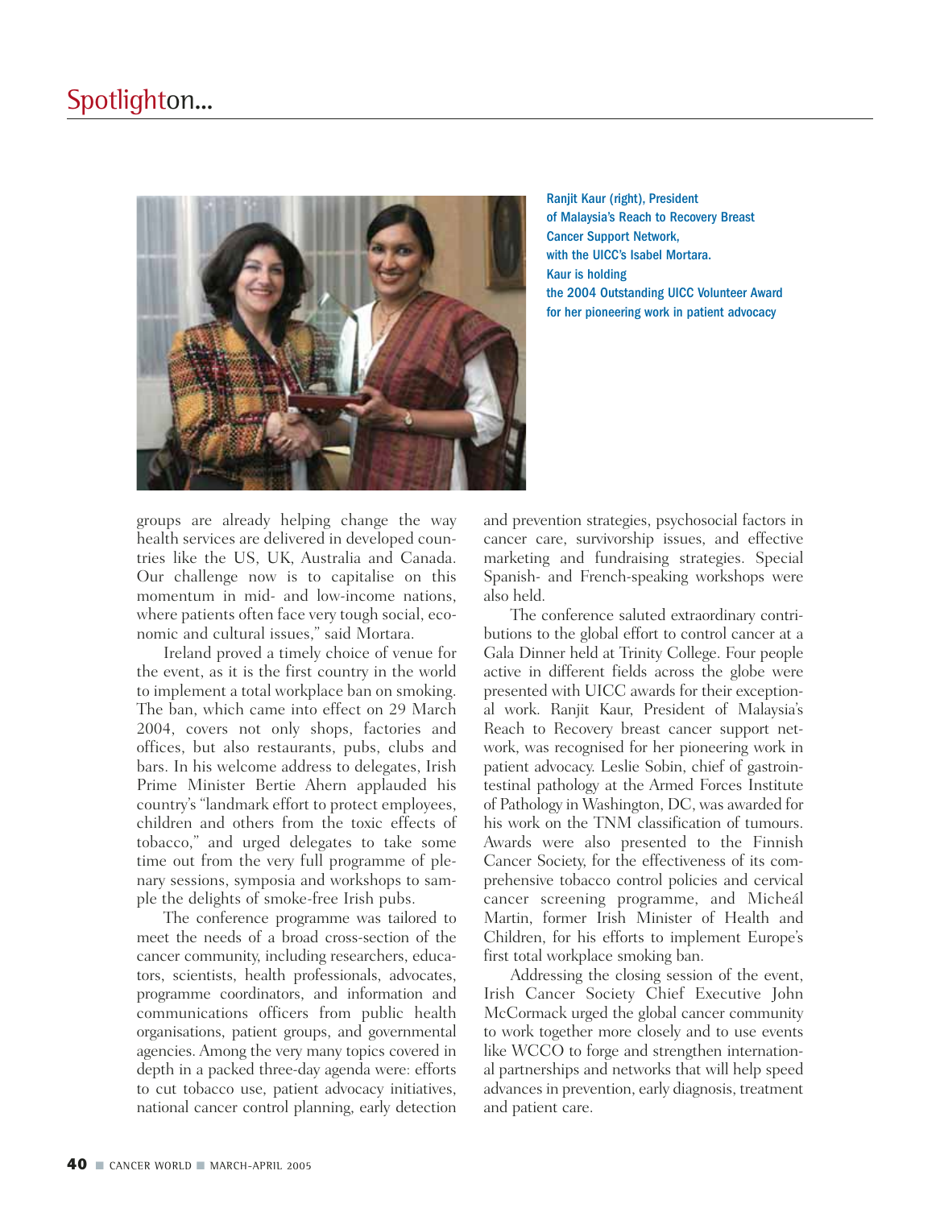Ranjit Kaur (right), President of Malaysia's Reach to Recovery Breast Cancer Support Network, with the UICC's Isabel Mortara. Kaur is holding the 2004 Outstanding UICC Volunteer Award for her pioneering work in patient advocacy

groups are already helping change the way health services are delivered in developed countries like the US, UK, Australia and Canada. Our challenge now is to capitalise on this momentum in mid- and low-income nations, where patients often face very tough social, economic and cultural issues," said Mortara.

Ireland proved a timely choice of venue for the event, as it is the first country in the world to implement a total workplace ban on smoking. The ban, which came into effect on 29 March 2004, covers not only shops, factories and offices, but also restaurants, pubs, clubs and bars. In his welcome address to delegates, Irish Prime Minister Bertie Ahern applauded his country's "landmark effort to protect employees, children and others from the toxic effects of tobacco," and urged delegates to take some time out from the very full programme of plenary sessions, symposia and workshops to sample the delights of smoke-free Irish pubs.

The conference programme was tailored to meet the needs of a broad cross-section of the cancer community, including researchers, educators, scientists, health professionals, advocates, programme coordinators, and information and communications officers from public health organisations, patient groups, and governmental agencies. Among the very many topics covered in depth in a packed three-day agenda were: efforts to cut tobacco use, patient advocacy initiatives, national cancer control planning, early detection and prevention strategies, psychosocial factors in cancer care, survivorship issues, and effective marketing and fundraising strategies. Special Spanish- and French-speaking workshops were also held.

The conference saluted extraordinary contributions to the global effort to control cancer at a Gala Dinner held at Trinity College. Four people active in different fields across the globe were presented with UICC awards for their exceptional work. Ranjit Kaur, President of Malaysia's Reach to Recovery breast cancer support network, was recognised for her pioneering work in patient advocacy. Leslie Sobin, chief of gastrointestinal pathology at the Armed Forces Institute of Pathology in Washington, DC, was awarded for his work on the TNM classification of tumours. Awards were also presented to the Finnish Cancer Society, for the effectiveness of its comprehensive tobacco control policies and cervical cancer screening programme, and Micheál Martin, former Irish Minister of Health and Children, for his efforts to implement Europe's first total workplace smoking ban.

Addressing the closing session of the event, Irish Cancer Society Chief Executive John McCormack urged the global cancer community to work together more closely and to use events like WCCO to forge and strengthen international partnerships and networks that will help speed advances in prevention, early diagnosis, treatment and patient care.